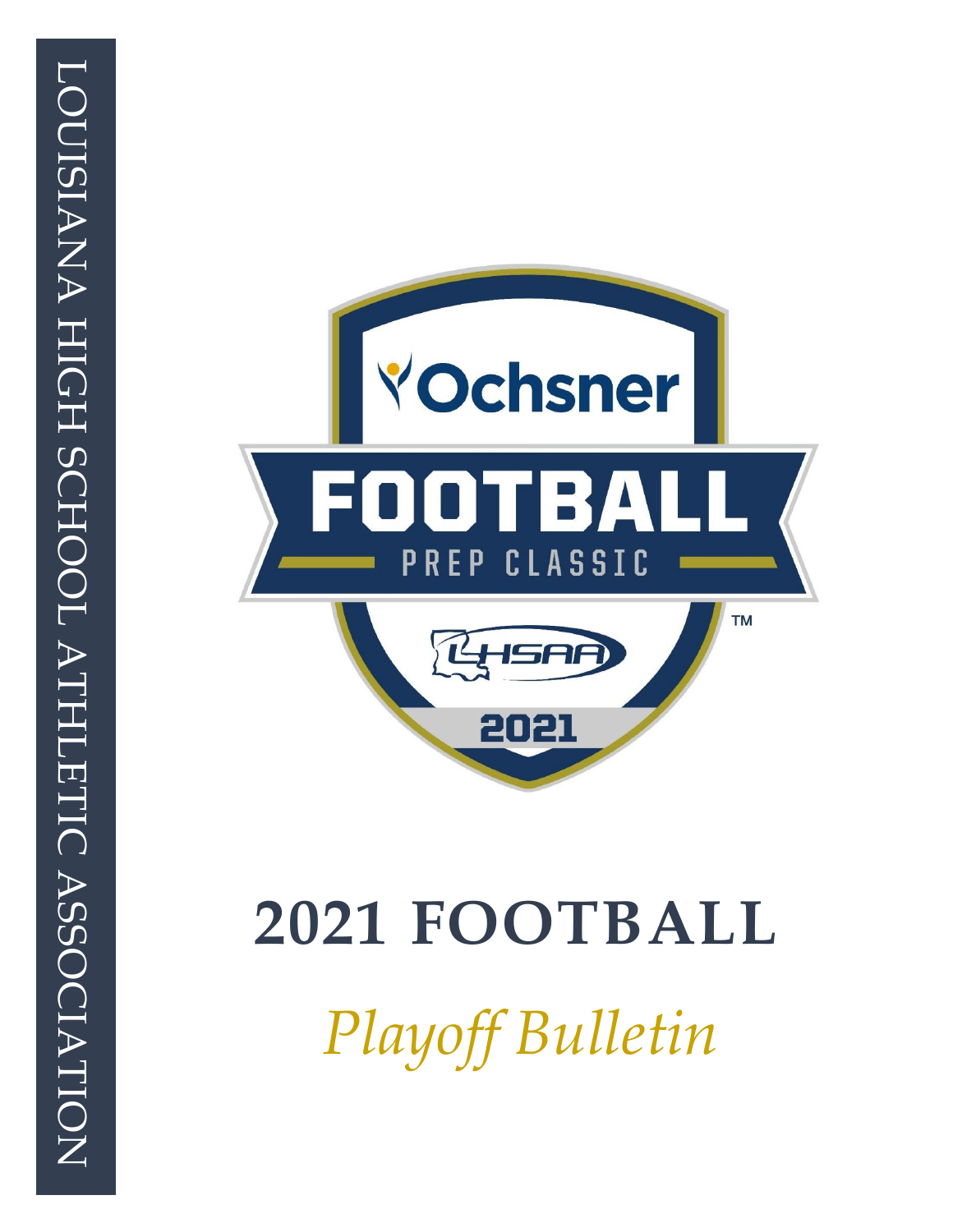LOUISIANA HIGH SCHOOL ATHLETIC ASSOCIATION

Ochsner

FOOTBALL

PREP CLASSIC

LHSAA

2021

# 2021 FOOTBALL

*Playoff Bulletin*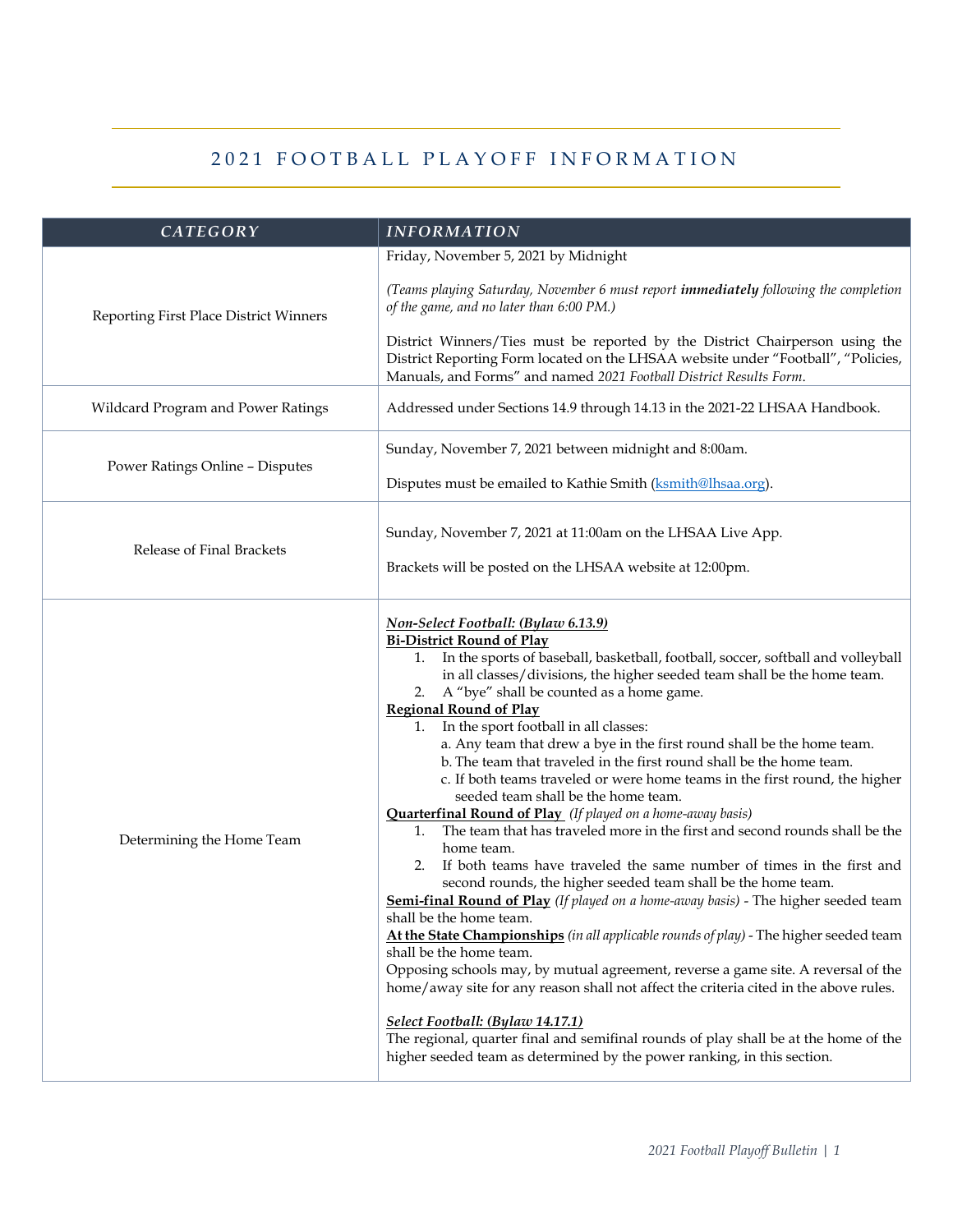# 2021 FOOTBALL PLAYOFF INFORMATION

| *CATEGORY* | *INFORMATION* |
|---|---|
| Reporting First Place District Winners | Friday, November 5, 2021 by Midnight<br><br>*(Teams playing Saturday, November 6 must report* ***immediately*** *following the completion of the game, and no later than 6:00 PM.)*<br><br>District Winners/Ties must be reported by the District Chairperson using the District Reporting Form located on the LHSAA website under "Football", "Policies, Manuals, and Forms" and named *2021 Football District Results Form*. |
| Wildcard Program and Power Ratings | Addressed under Sections 14.9 through 14.13 in the 2021-22 LHSAA Handbook. |
| Power Ratings Online – Disputes | Sunday, November 7, 2021 between midnight and 8:00am.<br><br>Disputes must be emailed to Kathie Smith (ksmith@lhsaa.org). |
| Release of Final Brackets | Sunday, November 7, 2021 at 11:00am on the LHSAA Live App.<br><br>Brackets will be posted on the LHSAA website at 12:00pm. |
| Determining the Home Team | ***Non-Select Football: (Bylaw 6.13.9)***<br>**Bi-District Round of Play**<br>1. In the sports of baseball, basketball, football, soccer, softball and volleyball in all classes/divisions, the higher seeded team shall be the home team.<br>2. A "bye" shall be counted as a home game.<br>**Regional Round of Play**<br>1. In the sport football in all classes:<br>a. Any team that drew a bye in the first round shall be the home team.<br>b. The team that traveled in the first round shall be the home team.<br>c. If both teams traveled or were home teams in the first round, the higher seeded team shall be the home team.<br>**Quarterfinal Round of Play** *(If played on a home-away basis)*<br>1. The team that has traveled more in the first and second rounds shall be the home team.<br>2. If both teams have traveled the same number of times in the first and second rounds, the higher seeded team shall be the home team.<br>**Semi-final Round of Play** *(If played on a home-away basis)* - The higher seeded team shall be the home team.<br>**At the State Championships** *(in all applicable rounds of play)* - The higher seeded team shall be the home team.<br>Opposing schools may, by mutual agreement, reverse a game site. A reversal of the home/away site for any reason shall not affect the criteria cited in the above rules.<br><br>***Select Football: (Bylaw 14.17.1)***<br>The regional, quarter final and semifinal rounds of play shall be at the home of the higher seeded team as determined by the power ranking, in this section. |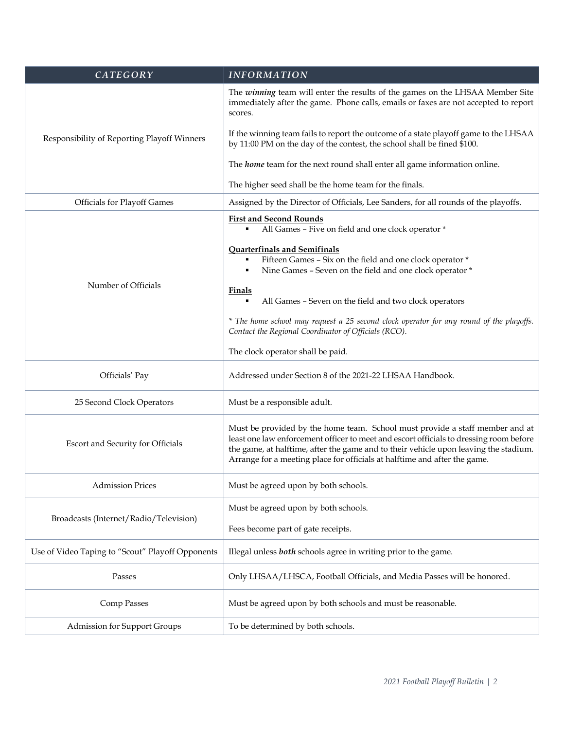| *CATEGORY* | *INFORMATION* |
|---|---|
| Responsibility of Reporting Playoff Winners | The ***winning*** team will enter the results of the games on the LHSAA Member Site immediately after the game. Phone calls, emails or faxes are not accepted to report scores.<br><br>If the winning team fails to report the outcome of a state playoff game to the LHSAA by 11:00 PM on the day of the contest, the school shall be fined $100.<br><br>The ***home*** team for the next round shall enter all game information online.<br><br>The higher seed shall be the home team for the finals. |
| Officials for Playoff Games | Assigned by the Director of Officials, Lee Sanders, for all rounds of the playoffs. |
| Number of Officials | **First and Second Rounds**<br>▪ All Games – Five on field and one clock operator *<br><br>**Quarterfinals and Semifinals**<br>▪ Fifteen Games – Six on the field and one clock operator *<br>▪ Nine Games – Seven on the field and one clock operator *<br><br>**Finals**<br>▪ All Games – Seven on the field and two clock operators<br><br>*\* The home school may request a 25 second clock operator for any round of the playoffs. Contact the Regional Coordinator of Officials (RCO).*<br><br>The clock operator shall be paid. |
| Officials' Pay | Addressed under Section 8 of the 2021-22 LHSAA Handbook. |
| 25 Second Clock Operators | Must be a responsible adult. |
| Escort and Security for Officials | Must be provided by the home team. School must provide a staff member and at least one law enforcement officer to meet and escort officials to dressing room before the game, at halftime, after the game and to their vehicle upon leaving the stadium. Arrange for a meeting place for officials at halftime and after the game. |
| Admission Prices | Must be agreed upon by both schools. |
| Broadcasts (Internet/Radio/Television) | Must be agreed upon by both schools.<br><br>Fees become part of gate receipts. |
| Use of Video Taping to "Scout" Playoff Opponents | Illegal unless ***both*** schools agree in writing prior to the game. |
| Passes | Only LHSAA/LHSCA, Football Officials, and Media Passes will be honored. |
| Comp Passes | Must be agreed upon by both schools and must be reasonable. |
| Admission for Support Groups | To be determined by both schools. |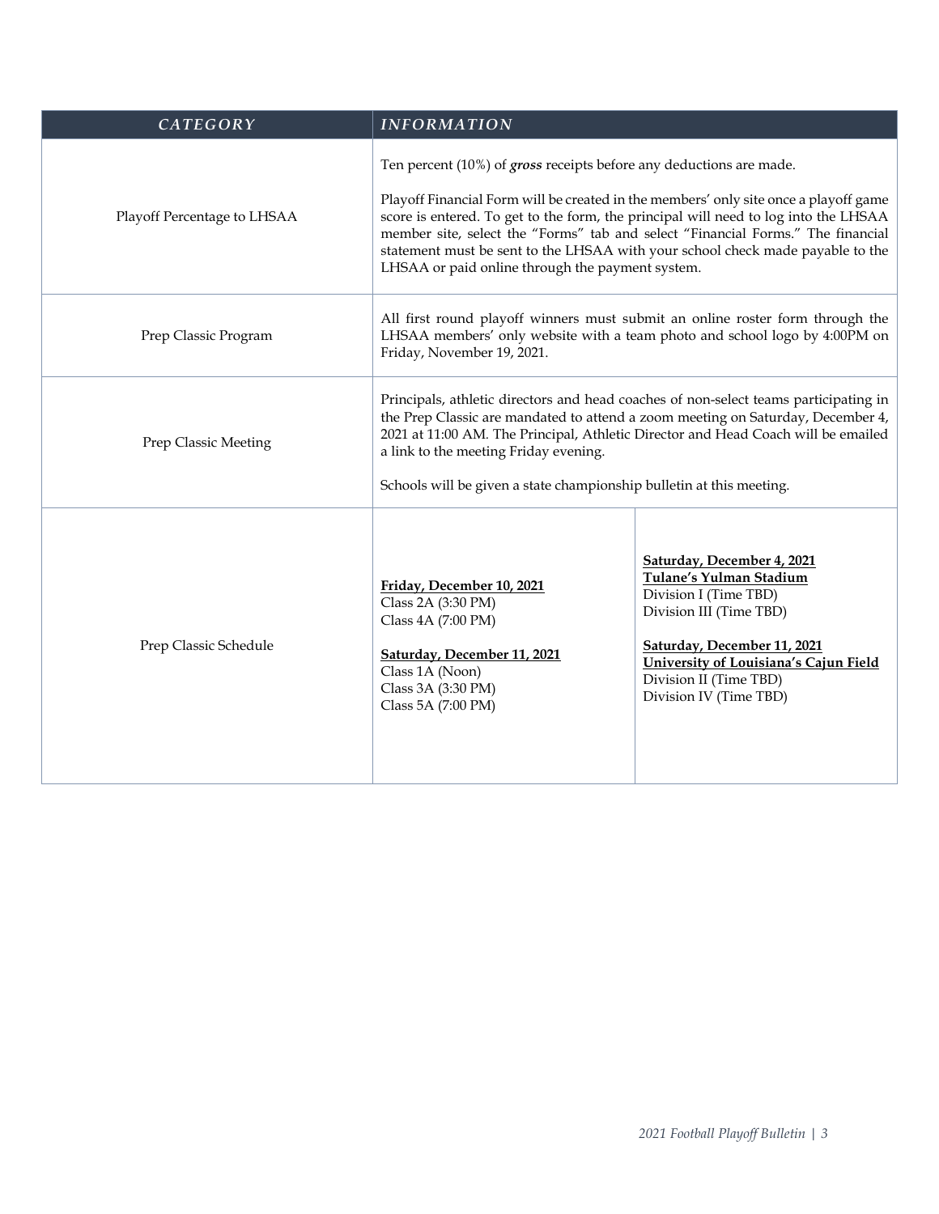| *CATEGORY* | *INFORMATION* | |
|---|---|---|
| Playoff Percentage to LHSAA | Ten percent (10%) of ***gross*** receipts before any deductions are made.<br><br>Playoff Financial Form will be created in the members' only site once a playoff game score is entered. To get to the form, the principal will need to log into the LHSAA member site, select the "Forms" tab and select "Financial Forms." The financial statement must be sent to the LHSAA with your school check made payable to the LHSAA or paid online through the payment system. | |
| Prep Classic Program | All first round playoff winners must submit an online roster form through the LHSAA members' only website with a team photo and school logo by 4:00PM on Friday, November 19, 2021. | |
| Prep Classic Meeting | Principals, athletic directors and head coaches of non-select teams participating in the Prep Classic are mandated to attend a zoom meeting on Saturday, December 4, 2021 at 11:00 AM. The Principal, Athletic Director and Head Coach will be emailed a link to the meeting Friday evening.<br><br>Schools will be given a state championship bulletin at this meeting. | |
| Prep Classic Schedule | **Friday, December 10, 2021**<br>Class 2A (3:30 PM)<br>Class 4A (7:00 PM)<br><br>**Saturday, December 11, 2021**<br>Class 1A (Noon)<br>Class 3A (3:30 PM)<br>Class 5A (7:00 PM) | **Saturday, December 4, 2021**<br>**Tulane's Yulman Stadium**<br>Division I (Time TBD)<br>Division III (Time TBD)<br><br>**Saturday, December 11, 2021**<br>**University of Louisiana's Cajun Field**<br>Division II (Time TBD)<br>Division IV (Time TBD) |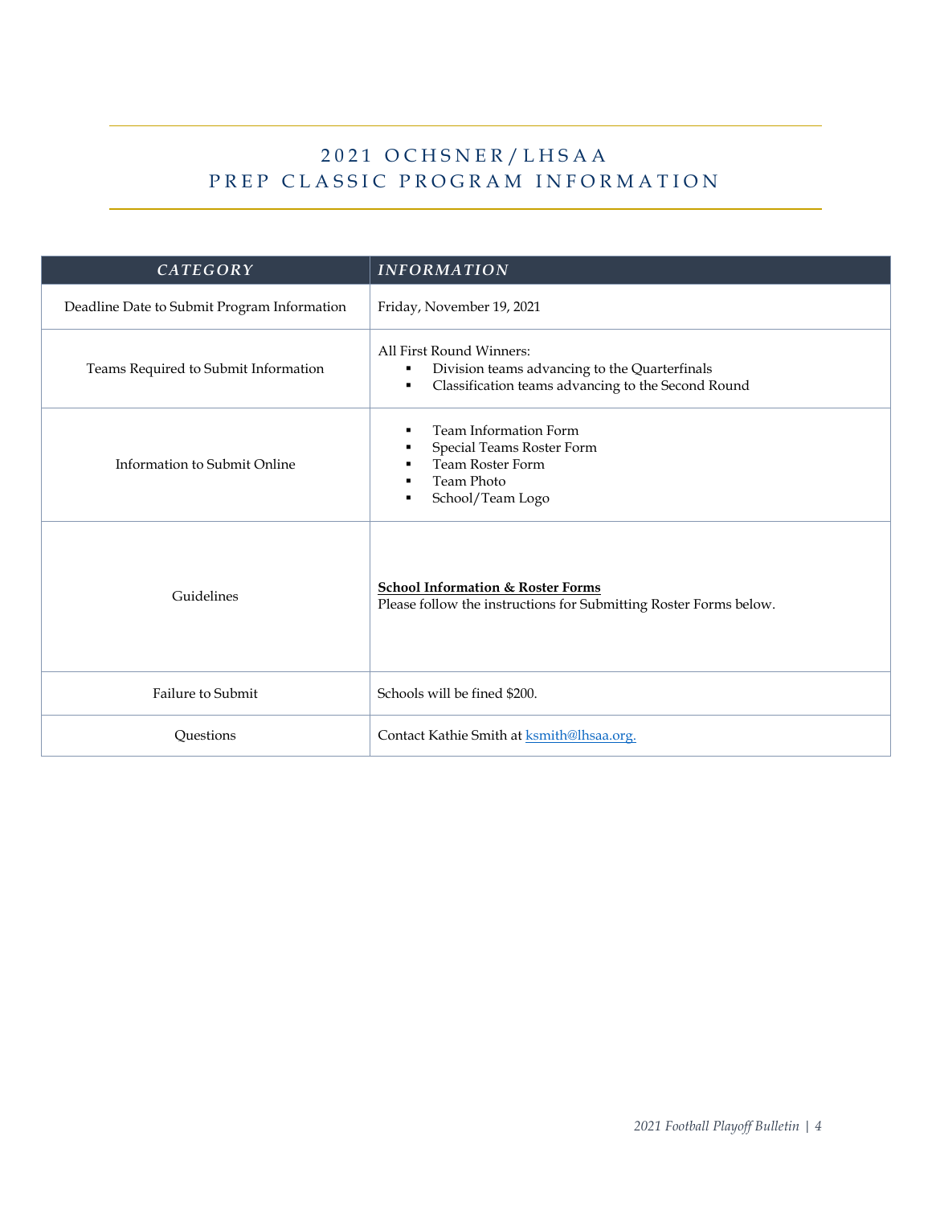# 2021 OCHSNER/LHSAA PREP CLASSIC PROGRAM INFORMATION

| *CATEGORY* | *INFORMATION* |
|---|---|
| Deadline Date to Submit Program Information | Friday, November 19, 2021 |
| Teams Required to Submit Information | All First Round Winners:<br>▪ Division teams advancing to the Quarterfinals<br>▪ Classification teams advancing to the Second Round |
| Information to Submit Online | ▪ Team Information Form<br>▪ Special Teams Roster Form<br>▪ Team Roster Form<br>▪ Team Photo<br>▪ School/Team Logo |
| Guidelines | **School Information & Roster Forms**<br>Please follow the instructions for Submitting Roster Forms below. |
| Failure to Submit | Schools will be fined $200. |
| Questions | Contact Kathie Smith at ksmith@lhsaa.org. |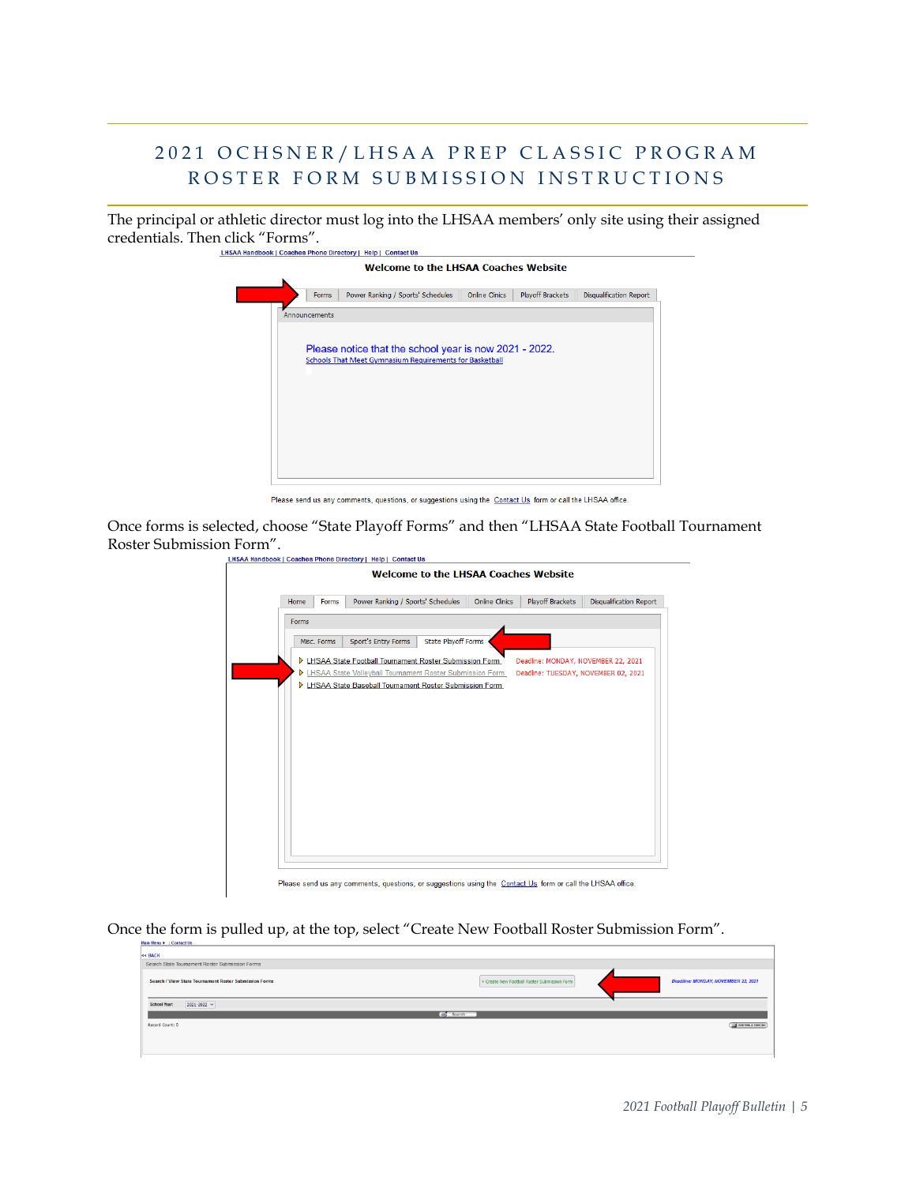# 2021 OCHSNER/LHSAA PREP CLASSIC PROGRAM ROSTER FORM SUBMISSION INSTRUCTIONS

The principal or athletic director must log into the LHSAA members' only site using their assigned credentials. Then click "Forms".

LHSAA Handbook | Coaches Phone Directory | Help | Contact Us

Welcome to the LHSAA Coaches Website

Forms | Power Ranking / Sports' Schedules | Online Clinics | Playoff Brackets | Disqualification Report

Announcements

Please notice that the school year is now 2021 - 2022.

Schools That Meet Gymnasium Requirements for Basketball

Please send us any comments, questions, or suggestions using the Contact Us form or call the LHSAA office.

Once forms is selected, choose "State Playoff Forms" and then "LHSAA State Football Tournament Roster Submission Form".

LHSAA Handbook | Coaches Phone Directory | Help | Contact Us

Welcome to the LHSAA Coaches Website

Home | Forms | Power Ranking / Sports' Schedules | Online Clinics | Playoff Brackets | Disqualification Report

Forms

Misc. Forms | Sport's Entry Forms | State Playoff Forms

- LHSAA State Football Tournament Roster Submission Form — Deadline: MONDAY, NOVEMBER 22, 2021
- LHSAA State Volleyball Tournament Roster Submission Form — Deadline: TUESDAY, NOVEMBER 02, 2021
- LHSAA State Baseball Tournament Roster Submission Form

Please send us any comments, questions, or suggestions using the Contact Us form or call the LHSAA office.

Once the form is pulled up, at the top, select "Create New Football Roster Submission Form".

Main Menu | Contact Us

<< BACK

Search State Tournament Roster Submission Forms

Search / View State Tournament Roster Submission Forms — + Create New Football Roster Submission Form — Deadline: MONDAY, NOVEMBER 22, 2021

School Year: 2021-2022

Search

Record Count: 0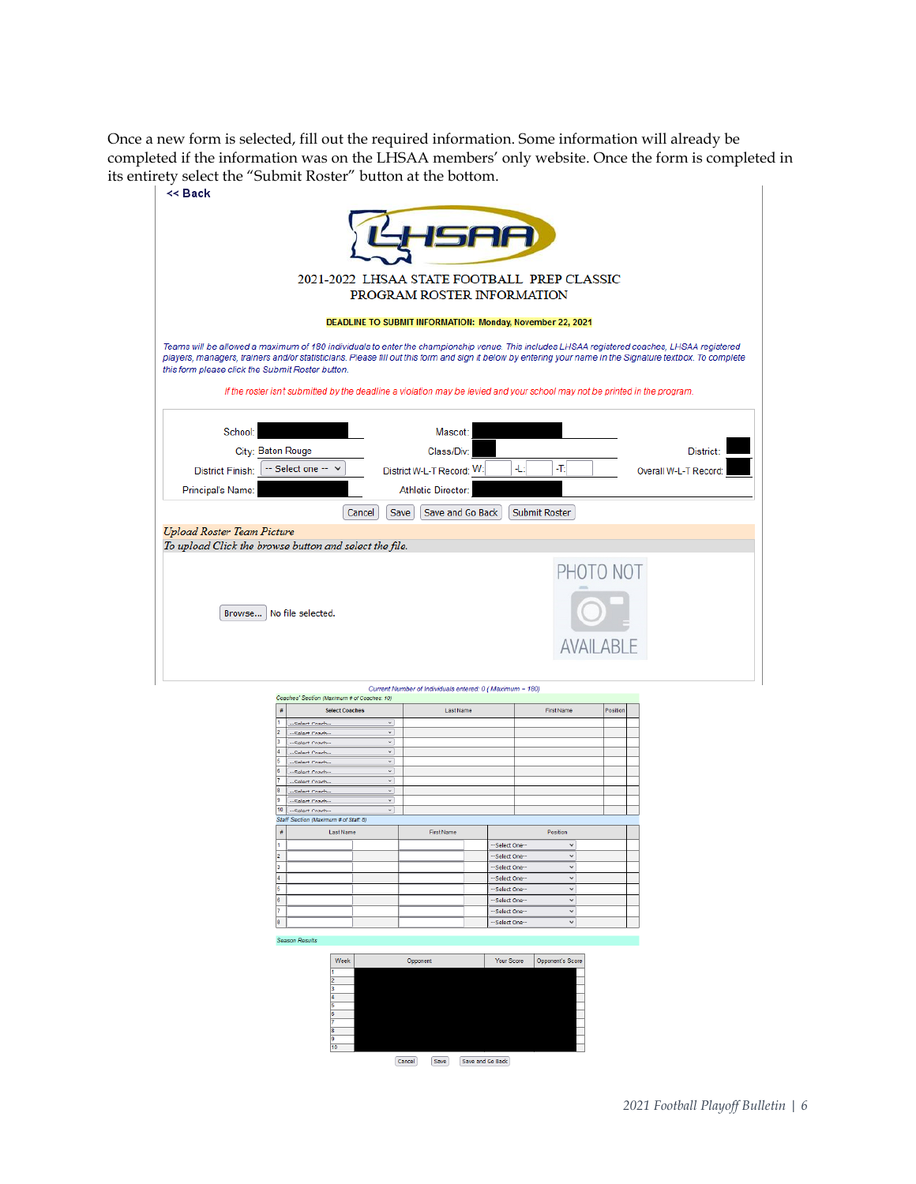Once a new form is selected, fill out the required information. Some information will already be completed if the information was on the LHSAA members' only website. Once the form is completed in its entirety select the "Submit Roster" button at the bottom.

<< Back

2021-2022 LHSAA STATE FOOTBALL PREP CLASSIC
PROGRAM ROSTER INFORMATION

**DEADLINE TO SUBMIT INFORMATION: Monday, November 22, 2021**

*Teams will be allowed a maximum of 180 individuals to enter the championship venue. This includes LHSAA registered coaches, LHSAA registered players, managers, trainers and/or statisticians. Please fill out this form and sign it below by entering your name in the Signature textbox. To complete this form please click the Submit Roster button.*

*If the roster isn't submitted by the deadline a violation may be levied and your school may not be printed in the program.*

| | | | | | |
|---|---|---|---|---|---|
| School: | | Mascot: | | | |
| City: | Baton Rouge | Class/Div: | | District: | |
| District Finish: | -- Select one -- | District W-L-T Record: | W: -L: -T: | Overall W-L-T Record: | |
| Principal's Name: | | Athletic Director: | | | |

Cancel | Save | Save and Go Back | Submit Roster

*Upload Roster Team Picture*

*To upload Click the browse button and select the file.*

Browse... No file selected.

PHOTO NOT AVAILABLE

*Current Number of Individuals entered: 0 ( Maximum = 180)*

*Coaches' Section (Maximum # of Coaches: 10)*

| # | Select Coaches | Last Name | First Name | Position |
|---|---|---|---|---|
| 1 | --Select Coach-- | | | |
| 2 | --Select Coach-- | | | |
| 3 | --Select Coach-- | | | |
| 4 | --Select Coach-- | | | |
| 5 | --Select Coach-- | | | |
| 6 | --Select Coach-- | | | |
| 7 | --Select Coach-- | | | |
| 8 | --Select Coach-- | | | |
| 9 | --Select Coach-- | | | |
| 10 | --Select Coach-- | | | |

*Staff Section (Maximum # of Staff: 8)*

| # | Last Name | First Name | Position |
|---|---|---|---|
| 1 | | | --Select One-- |
| 2 | | | --Select One-- |
| 3 | | | --Select One-- |
| 4 | | | --Select One-- |
| 5 | | | --Select One-- |
| 6 | | | --Select One-- |
| 7 | | | --Select One-- |
| 8 | | | --Select One-- |

*Season Results*

| Week | Opponent | Your Score | Opponent's Score |
|---|---|---|---|
| 1 | | | |
| 2 | | | |
| 3 | | | |
| 4 | | | |
| 5 | | | |
| 6 | | | |
| 7 | | | |
| 8 | | | |
| 9 | | | |
| 10 | | | |

Cancel | Save | Save and Go Back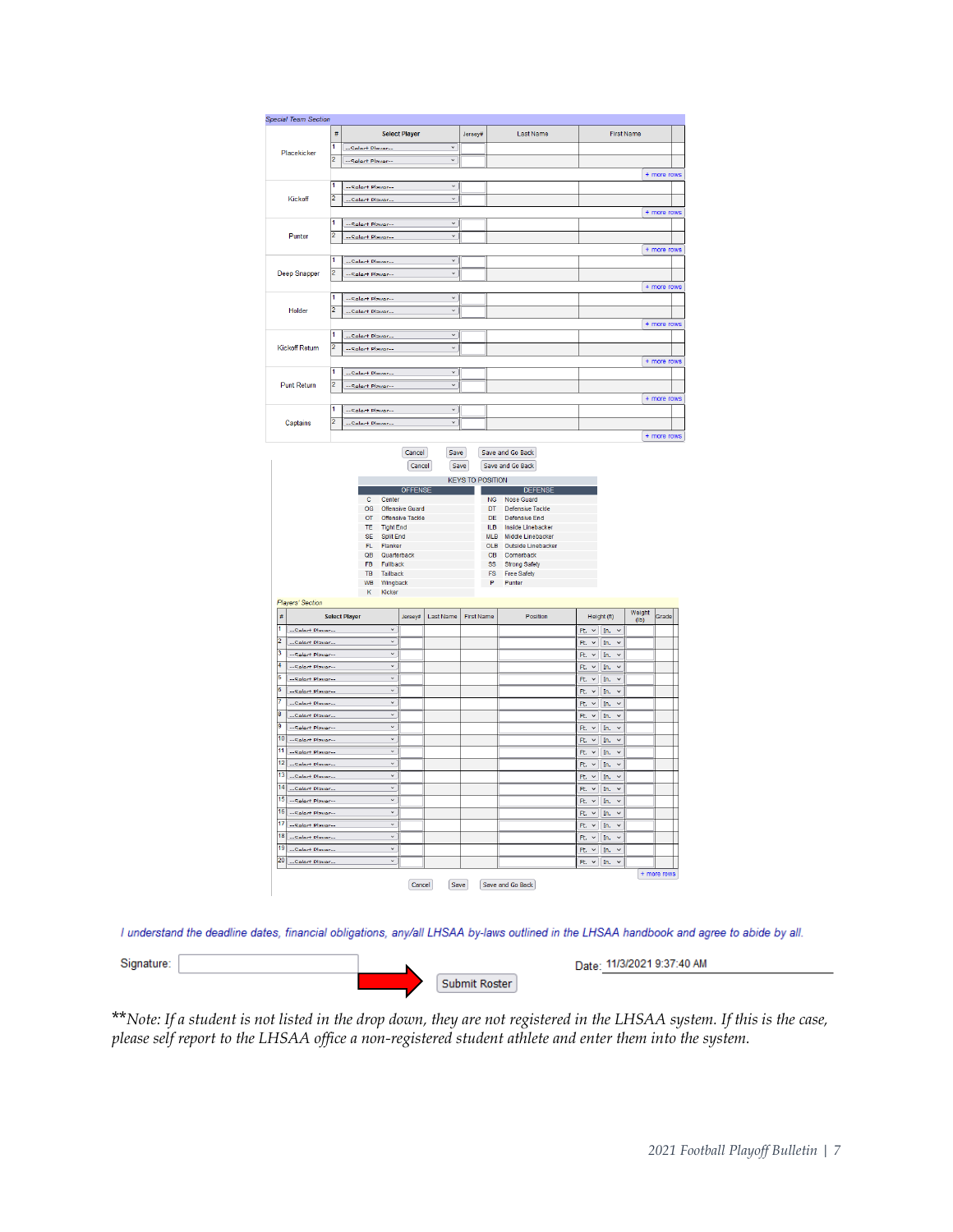*Special Team Section*

| | # | Select Player | Jersey# | Last Name | First Name |
|---|---|---|---|---|---|
| Placekicker | 1 | --Select Player-- | | | |
| | 2 | --Select Player-- | | | |
| | | + more rows | | | |
| Kickoff | 1 | --Select Player-- | | | |
| | 2 | --Select Player-- | | | |
| | | + more rows | | | |
| Punter | 1 | --Select Player-- | | | |
| | 2 | --Select Player-- | | | |
| | | + more rows | | | |
| Deep Snapper | 1 | --Select Player-- | | | |
| | 2 | --Select Player-- | | | |
| | | + more rows | | | |
| Holder | 1 | --Select Player-- | | | |
| | 2 | --Select Player-- | | | |
| | | + more rows | | | |
| Kickoff Return | 1 | --Select Player-- | | | |
| | 2 | --Select Player-- | | | |
| | | + more rows | | | |
| Punt Return | 1 | --Select Player-- | | | |
| | 2 | --Select Player-- | | | |
| | | + more rows | | | |
| Captains | 1 | --Select Player-- | | | |
| | 2 | --Select Player-- | | | |
| | | + more rows | | | |

Cancel | Save | Save and Go Back

Cancel | Save | Save and Go Back

KEYS TO POSITION

| OFFENSE | | DEFENSE | |
|---|---|---|---|
| C | Center | NG | Nose Guard |
| OG | Offensive Guard | DT | Defensive Tackle |
| OT | Offensive Tackle | DE | Defensive End |
| TE | Tight End | ILB | Inside Linebacker |
| SE | Split End | MLB | Middle Linebacker |
| FL | Flanker | OLB | Outside Linebacker |
| QB | Quarterback | CB | Cornerback |
| FB | Fullback | SS | Strong Safety |
| TB | Tailback | FS | Free Safety |
| WB | Wingback | P | Punter |
| K | Kicker | | |

*Players' Section*

| # | Select Player | Jersey# | Last Name | First Name | Position | Height (ft) | | Weight (lb) | Grade |
|---|---|---|---|---|---|---|---|---|---|
| 1 | --Select Player-- | | | | | Ft. | In. | | |
| 2 | --Select Player-- | | | | | Ft. | In. | | |
| 3 | --Select Player-- | | | | | Ft. | In. | | |
| 4 | --Select Player-- | | | | | Ft. | In. | | |
| 5 | --Select Player-- | | | | | Ft. | In. | | |
| 6 | --Select Player-- | | | | | Ft. | In. | | |
| 7 | --Select Player-- | | | | | Ft. | In. | | |
| 8 | --Select Player-- | | | | | Ft. | In. | | |
| 9 | --Select Player-- | | | | | Ft. | In. | | |
| 10 | --Select Player-- | | | | | Ft. | In. | | |
| 11 | --Select Player-- | | | | | Ft. | In. | | |
| 12 | --Select Player-- | | | | | Ft. | In. | | |
| 13 | --Select Player-- | | | | | Ft. | In. | | |
| 14 | --Select Player-- | | | | | Ft. | In. | | |
| 15 | --Select Player-- | | | | | Ft. | In. | | |
| 16 | --Select Player-- | | | | | Ft. | In. | | |
| 17 | --Select Player-- | | | | | Ft. | In. | | |
| 18 | --Select Player-- | | | | | Ft. | In. | | |
| 19 | --Select Player-- | | | | | Ft. | In. | | |
| 20 | --Select Player-- | | | | | Ft. | In. | | |

+ more rows

Cancel | Save | Save and Go Back

*I understand the deadline dates, financial obligations, any/all LHSAA by-laws outlined in the LHSAA handbook and agree to abide by all.*

Signature: ______________________ Date: 11/3/2021 9:37:40 AM

Submit Roster

***Note: If a student is not listed in the drop down, they are not registered in the LHSAA system. If this is the case, please self report to the LHSAA office a non-registered student athlete and enter them into the system.*